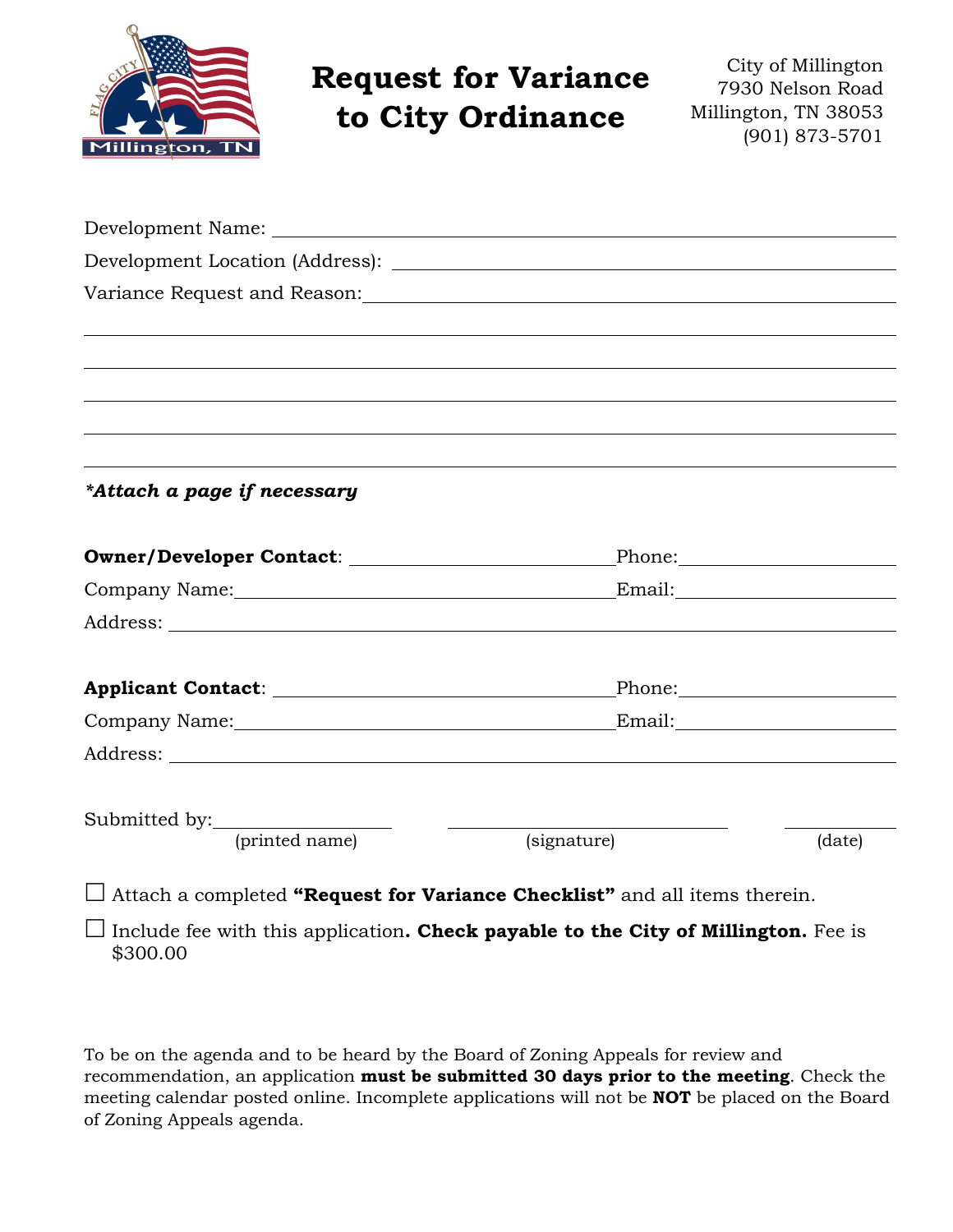# Request for Variance to City Ordinance

City of Millington
7930 Nelson Road
Millington, TN 38053
(901) 873-5701

Development Name: ______________________________________________

Development Location (Address): ______________________________________

Variance Request and Reason: _________________________________________

______________________________________________________________________

______________________________________________________________________

______________________________________________________________________

______________________________________________________________________

______________________________________________________________________

***Attach a page if necessary***

**Owner/Developer Contact**: ______________________ Phone: ______________

Company Name: __________________________ Email: ______________

Address: ______________________________________________________

**Applicant Contact**: ______________________ Phone: ______________

Company Name: __________________________ Email: ______________

Address: ______________________________________________________

Submitted by: ______________ ______________________ __________

(printed name) (signature) (date)

☐ Attach a completed **"Request for Variance Checklist"** and all items therein.

☐ Include fee with this application**. Check payable to the City of Millington.** Fee is $300.00

To be on the agenda and to be heard by the Board of Zoning Appeals for review and recommendation, an application **must be submitted 30 days prior to the meeting**. Check the meeting calendar posted online. Incomplete applications will not be **NOT** be placed on the Board of Zoning Appeals agenda.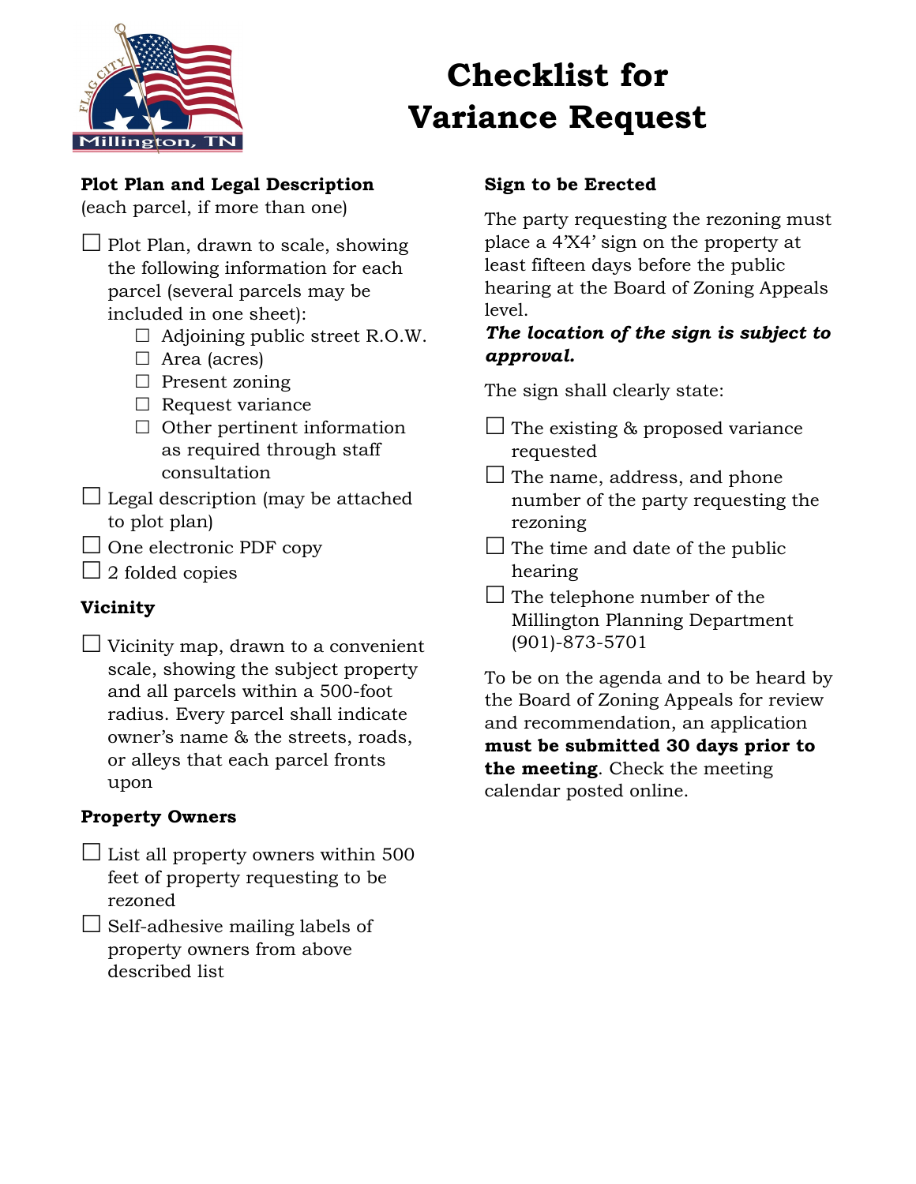# Checklist for Variance Request

**Plot Plan and Legal Description**
(each parcel, if more than one)

- ☐ Plot Plan, drawn to scale, showing the following information for each parcel (several parcels may be included in one sheet):
  - ☐ Adjoining public street R.O.W.
  - ☐ Area (acres)
  - ☐ Present zoning
  - ☐ Request variance
  - ☐ Other pertinent information as required through staff consultation
- ☐ Legal description (may be attached to plot plan)
- ☐ One electronic PDF copy
- ☐ 2 folded copies

**Vicinity**

- ☐ Vicinity map, drawn to a convenient scale, showing the subject property and all parcels within a 500-foot radius. Every parcel shall indicate owner's name & the streets, roads, or alleys that each parcel fronts upon

**Property Owners**

- ☐ List all property owners within 500 feet of property requesting to be rezoned
- ☐ Self-adhesive mailing labels of property owners from above described list

**Sign to be Erected**

The party requesting the rezoning must place a 4'X4' sign on the property at least fifteen days before the public hearing at the Board of Zoning Appeals level.

***The location of the sign is subject to approval.***

The sign shall clearly state:

- ☐ The existing & proposed variance requested
- ☐ The name, address, and phone number of the party requesting the rezoning
- ☐ The time and date of the public hearing
- ☐ The telephone number of the Millington Planning Department (901)-873-5701

To be on the agenda and to be heard by the Board of Zoning Appeals for review and recommendation, an application **must be submitted 30 days prior to the meeting**. Check the meeting calendar posted online.